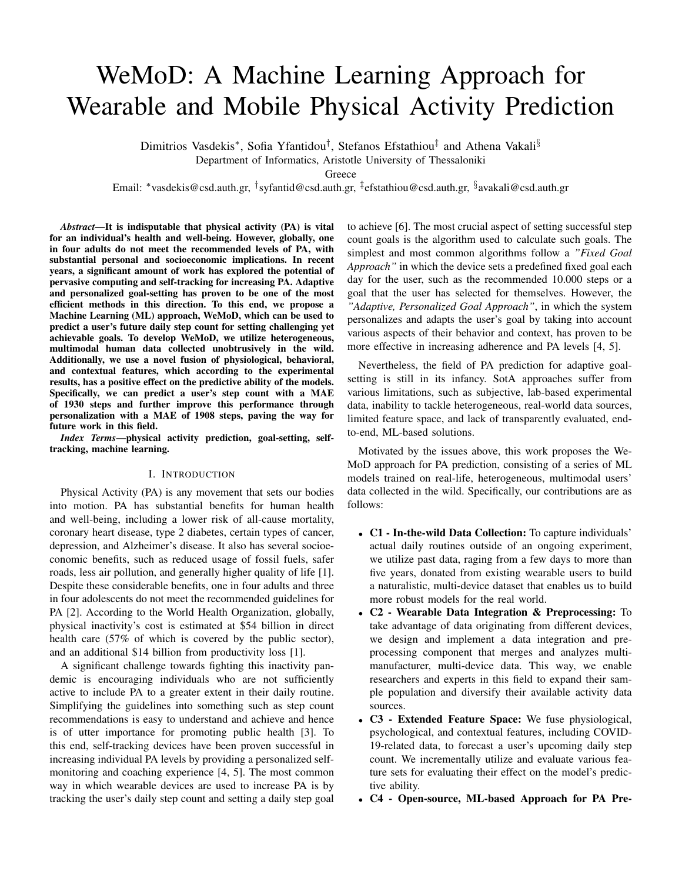# WeMoD: A Machine Learning Approach for Wearable and Mobile Physical Activity Prediction

Dimitrios Vasdekis*, Sofia Yfantidou†, Stefanos Efstathiou‡ and Athena Vakali§

Department of Informatics, Aristotle University of Thessaloniki

Greece

Email: *vasdekis@csd.auth.gr, †syfantid@csd.auth.gr, ‡efstathiou@csd.auth.gr, §avakali@csd.auth.gr

***Abstract*—It is indisputable that physical activity (PA) is vital for an individual's health and well-being. However, globally, one in four adults do not meet the recommended levels of PA, with substantial personal and socioeconomic implications. In recent years, a significant amount of work has explored the potential of pervasive computing and self-tracking for increasing PA. Adaptive and personalized goal-setting has proven to be one of the most efficient methods in this direction. To this end, we propose a Machine Learning (ML) approach, WeMoD, which can be used to predict a user's future daily step count for setting challenging yet achievable goals. To develop WeMoD, we utilize heterogeneous, multimodal human data collected unobtrusively in the wild. Additionally, we use a novel fusion of physiological, behavioral, and contextual features, which according to the experimental results, has a positive effect on the predictive ability of the models. Specifically, we can predict a user's step count with a MAE of 1930 steps and further improve this performance through personalization with a MAE of 1908 steps, paving the way for future work in this field.**

***Index Terms*—physical activity prediction, goal-setting, self-tracking, machine learning.**

## I. Introduction

Physical Activity (PA) is any movement that sets our bodies into motion. PA has substantial benefits for human health and well-being, including a lower risk of all-cause mortality, coronary heart disease, type 2 diabetes, certain types of cancer, depression, and Alzheimer's disease. It also has several socioeconomic benefits, such as reduced usage of fossil fuels, safer roads, less air pollution, and generally higher quality of life [1]. Despite these considerable benefits, one in four adults and three in four adolescents do not meet the recommended guidelines for PA [2]. According to the World Health Organization, globally, physical inactivity's cost is estimated at $54 billion in direct health care (57% of which is covered by the public sector), and an additional $14 billion from productivity loss [1].

A significant challenge towards fighting this inactivity pandemic is encouraging individuals who are not sufficiently active to include PA to a greater extent in their daily routine. Simplifying the guidelines into something such as step count recommendations is easy to understand and achieve and hence is of utter importance for promoting public health [3]. To this end, self-tracking devices have been proven successful in increasing individual PA levels by providing a personalized self-monitoring and coaching experience [4, 5]. The most common way in which wearable devices are used to increase PA is by tracking the user's daily step count and setting a daily step goal to achieve [6]. The most crucial aspect of setting successful step count goals is the algorithm used to calculate such goals. The simplest and most common algorithms follow a *"Fixed Goal Approach"* in which the device sets a predefined fixed goal each day for the user, such as the recommended 10.000 steps or a goal that the user has selected for themselves. However, the *"Adaptive, Personalized Goal Approach"*, in which the system personalizes and adapts the user's goal by taking into account various aspects of their behavior and context, has proven to be more effective in increasing adherence and PA levels [4, 5].

Nevertheless, the field of PA prediction for adaptive goal-setting is still in its infancy. SotA approaches suffer from various limitations, such as subjective, lab-based experimental data, inability to tackle heterogeneous, real-world data sources, limited feature space, and lack of transparently evaluated, end-to-end, ML-based solutions.

Motivated by the issues above, this work proposes the WeMoD approach for PA prediction, consisting of a series of ML models trained on real-life, heterogeneous, multimodal users' data collected in the wild. Specifically, our contributions are as follows:

- **C1 - In-the-wild Data Collection:** To capture individuals' actual daily routines outside of an ongoing experiment, we utilize past data, raging from a few days to more than five years, donated from existing wearable users to build a naturalistic, multi-device dataset that enables us to build more robust models for the real world.
- **C2 - Wearable Data Integration & Preprocessing:** To take advantage of data originating from different devices, we design and implement a data integration and preprocessing component that merges and analyzes multi-manufacturer, multi-device data. This way, we enable researchers and experts in this field to expand their sample population and diversify their available activity data sources.
- **C3 - Extended Feature Space:** We fuse physiological, psychological, and contextual features, including COVID-19-related data, to forecast a user's upcoming daily step count. We incrementally utilize and evaluate various feature sets for evaluating their effect on the model's predictive ability.
- **C4 - Open-source, ML-based Approach for PA Pre-**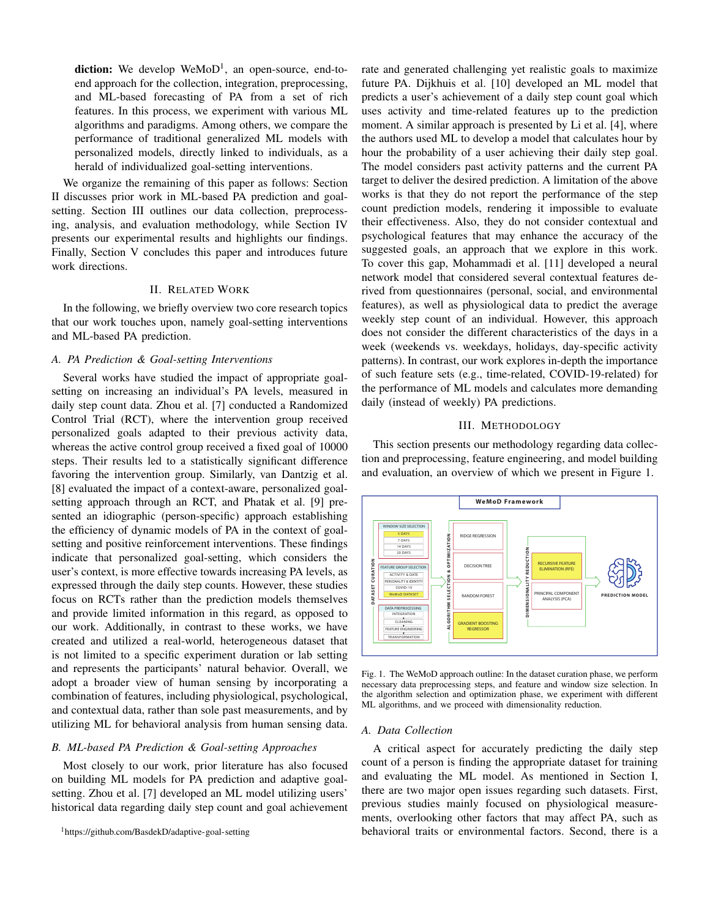**diction:** We develop WeMoD[1], an open-source, end-to-end approach for the collection, integration, preprocessing, and ML-based forecasting of PA from a set of rich features. In this process, we experiment with various ML algorithms and paradigms. Among others, we compare the performance of traditional generalized ML models with personalized models, directly linked to individuals, as a herald of individualized goal-setting interventions.

We organize the remaining of this paper as follows: Section II discusses prior work in ML-based PA prediction and goal-setting. Section III outlines our data collection, preprocessing, analysis, and evaluation methodology, while Section IV presents our experimental results and highlights our findings. Finally, Section V concludes this paper and introduces future work directions.

## II. Related Work

In the following, we briefly overview two core research topics that our work touches upon, namely goal-setting interventions and ML-based PA prediction.

### A. PA Prediction & Goal-setting Interventions

Several works have studied the impact of appropriate goal-setting on increasing an individual's PA levels, measured in daily step count data. Zhou et al. [7] conducted a Randomized Control Trial (RCT), where the intervention group received personalized goals adapted to their previous activity data, whereas the active control group received a fixed goal of 10000 steps. Their results led to a statistically significant difference favoring the intervention group. Similarly, van Dantzig et al. [8] evaluated the impact of a context-aware, personalized goal-setting approach through an RCT, and Phatak et al. [9] presented an idiographic (person-specific) approach establishing the efficiency of dynamic models of PA in the context of goal-setting and positive reinforcement interventions. These findings indicate that personalized goal-setting, which considers the user's context, is more effective towards increasing PA levels, as expressed through the step counts. However, these studies focus on RCTs rather than the prediction models themselves and provide limited information in this regard, as opposed to our work. Additionally, in contrast to these works, we have created and utilized a real-world, heterogeneous dataset that is not limited to a specific experiment duration or lab setting and represents the participants' natural behavior. Overall, we adopt a broader view of human sensing by incorporating a combination of features, including physiological, psychological, and contextual data, rather than sole past measurements, and by utilizing ML for behavioral analysis from human sensing data.

### B. ML-based PA Prediction & Goal-setting Approaches

Most closely to our work, prior literature has also focused on building ML models for PA prediction and adaptive goal-setting. Zhou et al. [7] developed an ML model utilizing users' historical data regarding daily step count and goal achievement rate and generated challenging yet realistic goals to maximize future PA. Dijkhuis et al. [10] developed an ML model that predicts a user's achievement of a daily step count goal which uses activity and time-related features up to the prediction moment. A similar approach is presented by Li et al. [4], where the authors used ML to develop a model that calculates hour by hour the probability of a user achieving their daily step goal. The model considers past activity patterns and the current PA target to deliver the desired prediction. A limitation of the above works is that they do not report the performance of the step count prediction models, rendering it impossible to evaluate their effectiveness. Also, they do not consider contextual and psychological features that may enhance the accuracy of the suggested goals, an approach that we explore in this work. To cover this gap, Mohammadi et al. [11] developed a neural network model that considered several contextual features derived from questionnaires (personal, social, and environmental features), as well as physiological data to predict the average weekly step count of an individual. However, this approach does not consider the different characteristics of the days in a week (weekends vs. weekdays, holidays, day-specific activity patterns). In contrast, our work explores in-depth the importance of such feature sets (e.g., time-related, COVID-19-related) for the performance of ML models and calculates more demanding daily (instead of weekly) PA predictions.

## III. Methodology

This section presents our methodology regarding data collection and preprocessing, feature engineering, and model building and evaluation, an overview of which we present in Figure 1.

Fig. 1. The WeMoD approach outline: In the dataset curation phase, we perform necessary data preprocessing steps, and feature and window size selection. In the algorithm selection and optimization phase, we experiment with different ML algorithms, and we proceed with dimensionality reduction.

### A. Data Collection

A critical aspect for accurately predicting the daily step count of a person is finding the appropriate dataset for training and evaluating the ML model. As mentioned in Section I, there are two major open issues regarding such datasets. First, previous studies mainly focused on physiological measurements, overlooking other factors that may affect PA, such as behavioral traits or environmental factors. Second, there is a

[1] https://github.com/BasdekD/adaptive-goal-setting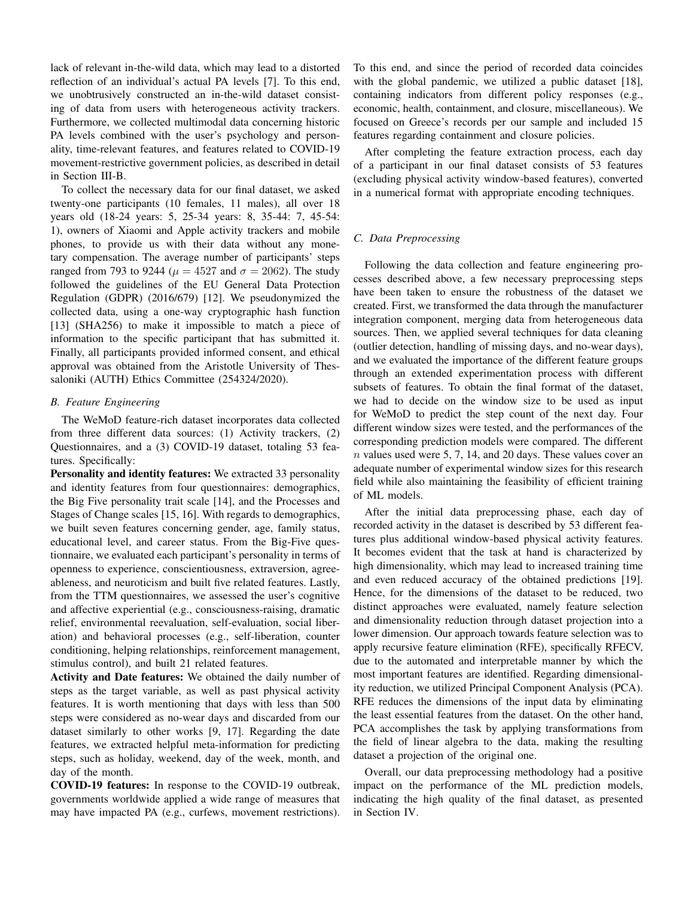lack of relevant in-the-wild data, which may lead to a distorted reflection of an individual's actual PA levels [7]. To this end, we unobtrusively constructed an in-the-wild dataset consisting of data from users with heterogeneous activity trackers. Furthermore, we collected multimodal data concerning historic PA levels combined with the user's psychology and personality, time-relevant features, and features related to COVID-19 movement-restrictive government policies, as described in detail in Section III-B.

To collect the necessary data for our final dataset, we asked twenty-one participants (10 females, 11 males), all over 18 years old (18-24 years: 5, 25-34 years: 8, 35-44: 7, 45-54: 1), owners of Xiaomi and Apple activity trackers and mobile phones, to provide us with their data without any monetary compensation. The average number of participants' steps ranged from 793 to 9244 ($\mu = 4527$ and $\sigma = 2062$). The study followed the guidelines of the EU General Data Protection Regulation (GDPR) (2016/679) [12]. We pseudonymized the collected data, using a one-way cryptographic hash function [13] (SHA256) to make it impossible to match a piece of information to the specific participant that has submitted it. Finally, all participants provided informed consent, and ethical approval was obtained from the Aristotle University of Thessaloniki (AUTH) Ethics Committee (254324/2020).

### *B. Feature Engineering*

The WeMoD feature-rich dataset incorporates data collected from three different data sources: (1) Activity trackers, (2) Questionnaires, and a (3) COVID-19 dataset, totaling 53 features. Specifically:

**Personality and identity features:** We extracted 33 personality and identity features from four questionnaires: demographics, the Big Five personality trait scale [14], and the Processes and Stages of Change scales [15, 16]. With regards to demographics, we built seven features concerning gender, age, family status, educational level, and career status. From the Big-Five questionnaire, we evaluated each participant's personality in terms of openness to experience, conscientiousness, extraversion, agreeableness, and neuroticism and built five related features. Lastly, from the TTM questionnaires, we assessed the user's cognitive and affective experiential (e.g., consciousness-raising, dramatic relief, environmental reevaluation, self-evaluation, social liberation) and behavioral processes (e.g., self-liberation, counter conditioning, helping relationships, reinforcement management, stimulus control), and built 21 related features.

**Activity and Date features:** We obtained the daily number of steps as the target variable, as well as past physical activity features. It is worth mentioning that days with less than 500 steps were considered as no-wear days and discarded from our dataset similarly to other works [9, 17]. Regarding the date features, we extracted helpful meta-information for predicting steps, such as holiday, weekend, day of the week, month, and day of the month.

**COVID-19 features:** In response to the COVID-19 outbreak, governments worldwide applied a wide range of measures that may have impacted PA (e.g., curfews, movement restrictions). To this end, and since the period of recorded data coincides with the global pandemic, we utilized a public dataset [18], containing indicators from different policy responses (e.g., economic, health, containment, and closure, miscellaneous). We focused on Greece's records per our sample and included 15 features regarding containment and closure policies.

After completing the feature extraction process, each day of a participant in our final dataset consists of 53 features (excluding physical activity window-based features), converted in a numerical format with appropriate encoding techniques.

### *C. Data Preprocessing*

Following the data collection and feature engineering processes described above, a few necessary preprocessing steps have been taken to ensure the robustness of the dataset we created. First, we transformed the data through the manufacturer integration component, merging data from heterogeneous data sources. Then, we applied several techniques for data cleaning (outlier detection, handling of missing days, and no-wear days), and we evaluated the importance of the different feature groups through an extended experimentation process with different subsets of features. To obtain the final format of the dataset, we had to decide on the window size to be used as input for WeMoD to predict the step count of the next day. Four different window sizes were tested, and the performances of the corresponding prediction models were compared. The different $n$ values used were 5, 7, 14, and 20 days. These values cover an adequate number of experimental window sizes for this research field while also maintaining the feasibility of efficient training of ML models.

After the initial data preprocessing phase, each day of recorded activity in the dataset is described by 53 different features plus additional window-based physical activity features. It becomes evident that the task at hand is characterized by high dimensionality, which may lead to increased training time and even reduced accuracy of the obtained predictions [19]. Hence, for the dimensions of the dataset to be reduced, two distinct approaches were evaluated, namely feature selection and dimensionality reduction through dataset projection into a lower dimension. Our approach towards feature selection was to apply recursive feature elimination (RFE), specifically RFECV, due to the automated and interpretable manner by which the most important features are identified. Regarding dimensionality reduction, we utilized Principal Component Analysis (PCA). RFE reduces the dimensions of the input data by eliminating the least essential features from the dataset. On the other hand, PCA accomplishes the task by applying transformations from the field of linear algebra to the data, making the resulting dataset a projection of the original one.

Overall, our data preprocessing methodology had a positive impact on the performance of the ML prediction models, indicating the high quality of the final dataset, as presented in Section IV.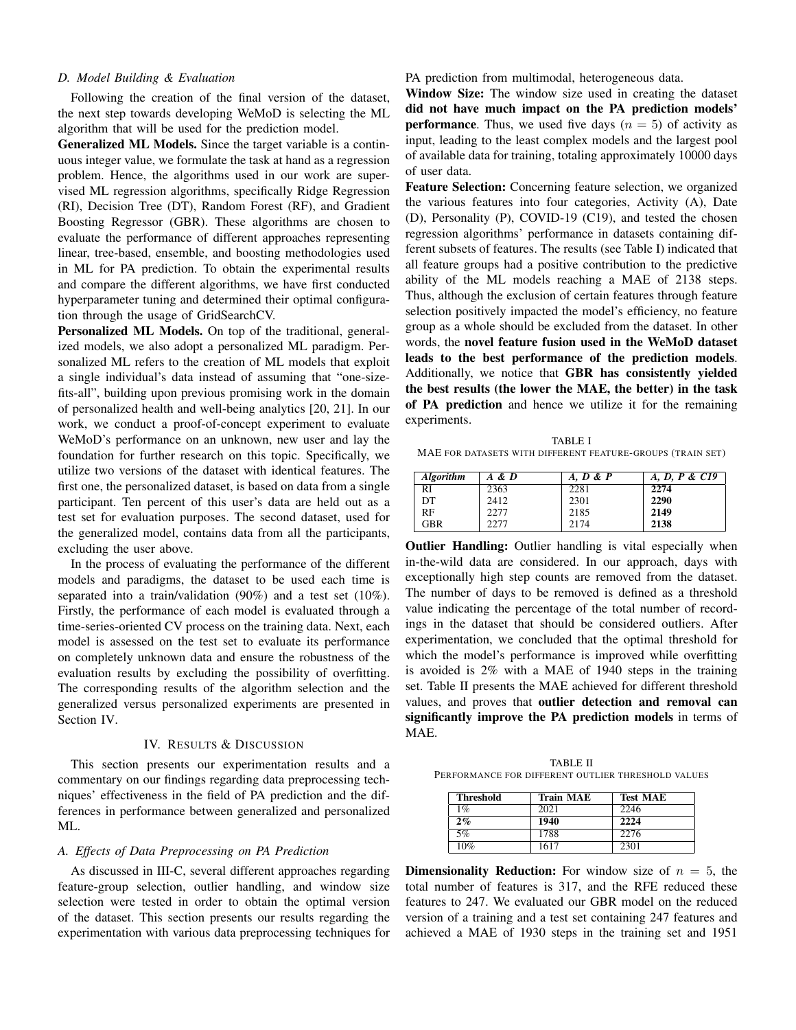### D. Model Building & Evaluation

Following the creation of the final version of the dataset, the next step towards developing WeMoD is selecting the ML algorithm that will be used for the prediction model.

**Generalized ML Models.** Since the target variable is a continuous integer value, we formulate the task at hand as a regression problem. Hence, the algorithms used in our work are supervised ML regression algorithms, specifically Ridge Regression (RI), Decision Tree (DT), Random Forest (RF), and Gradient Boosting Regressor (GBR). These algorithms are chosen to evaluate the performance of different approaches representing linear, tree-based, ensemble, and boosting methodologies used in ML for PA prediction. To obtain the experimental results and compare the different algorithms, we have first conducted hyperparameter tuning and determined their optimal configuration through the usage of GridSearchCV.

**Personalized ML Models.** On top of the traditional, generalized models, we also adopt a personalized ML paradigm. Personalized ML refers to the creation of ML models that exploit a single individual's data instead of assuming that "one-size-fits-all", building upon previous promising work in the domain of personalized health and well-being analytics [20, 21]. In our work, we conduct a proof-of-concept experiment to evaluate WeMoD's performance on an unknown, new user and lay the foundation for further research on this topic. Specifically, we utilize two versions of the dataset with identical features. The first one, the personalized dataset, is based on data from a single participant. Ten percent of this user's data are held out as a test set for evaluation purposes. The second dataset, used for the generalized model, contains data from all the participants, excluding the user above.

In the process of evaluating the performance of the different models and paradigms, the dataset to be used each time is separated into a train/validation (90%) and a test set (10%). Firstly, the performance of each model is evaluated through a time-series-oriented CV process on the training data. Next, each model is assessed on the test set to evaluate its performance on completely unknown data and ensure the robustness of the evaluation results by excluding the possibility of overfitting. The corresponding results of the algorithm selection and the generalized versus personalized experiments are presented in Section IV.

## IV. Results & Discussion

This section presents our experimentation results and a commentary on our findings regarding data preprocessing techniques' effectiveness in the field of PA prediction and the differences in performance between generalized and personalized ML.

### A. Effects of Data Preprocessing on PA Prediction

As discussed in III-C, several different approaches regarding feature-group selection, outlier handling, and window size selection were tested in order to obtain the optimal version of the dataset. This section presents our results regarding the experimentation with various data preprocessing techniques for PA prediction from multimodal, heterogeneous data.

**Window Size:** The window size used in creating the dataset **did not have much impact on the PA prediction models' performance**. Thus, we used five days ($n = 5$) of activity as input, leading to the least complex models and the largest pool of available data for training, totaling approximately 10000 days of user data.

**Feature Selection:** Concerning feature selection, we organized the various features into four categories, Activity (A), Date (D), Personality (P), COVID-19 (C19), and tested the chosen regression algorithms' performance in datasets containing different subsets of features. The results (see Table I) indicated that all feature groups had a positive contribution to the predictive ability of the ML models reaching a MAE of 2138 steps. Thus, although the exclusion of certain features through feature selection positively impacted the model's efficiency, no feature group as a whole should be excluded from the dataset. In other words, the **novel feature fusion used in the WeMoD dataset leads to the best performance of the prediction models**. Additionally, we notice that **GBR has consistently yielded the best results (the lower the MAE, the better) in the task of PA prediction** and hence we utilize it for the remaining experiments.

TABLE I
MAE for datasets with different feature-groups (train set)

| *Algorithm* | *A & D* | *A, D & P* | *A, D, P & C19* |
|---|---|---|---|
| RI | 2363 | 2281 | **2274** |
| DT | 2412 | 2301 | **2290** |
| RF | 2277 | 2185 | **2149** |
| GBR | 2277 | 2174 | **2138** |

**Outlier Handling:** Outlier handling is vital especially when in-the-wild data are considered. In our approach, days with exceptionally high step counts are removed from the dataset. The number of days to be removed is defined as a threshold value indicating the percentage of the total number of recordings in the dataset that should be considered outliers. After experimentation, we concluded that the optimal threshold for which the model's performance is improved while overfitting is avoided is 2% with a MAE of 1940 steps in the training set. Table II presents the MAE achieved for different threshold values, and proves that **outlier detection and removal can significantly improve the PA prediction models** in terms of MAE.

TABLE II
Performance for different outlier threshold values

| Threshold | Train MAE | Test MAE |
|---|---|---|
| 1% | 2021 | 2246 |
| **2%** | **1940** | **2224** |
| 5% | 1788 | 2276 |
| 10% | 1617 | 2301 |

**Dimensionality Reduction:** For window size of $n = 5$, the total number of features is 317, and the RFE reduced these features to 247. We evaluated our GBR model on the reduced version of a training and a test set containing 247 features and achieved a MAE of 1930 steps in the training set and 1951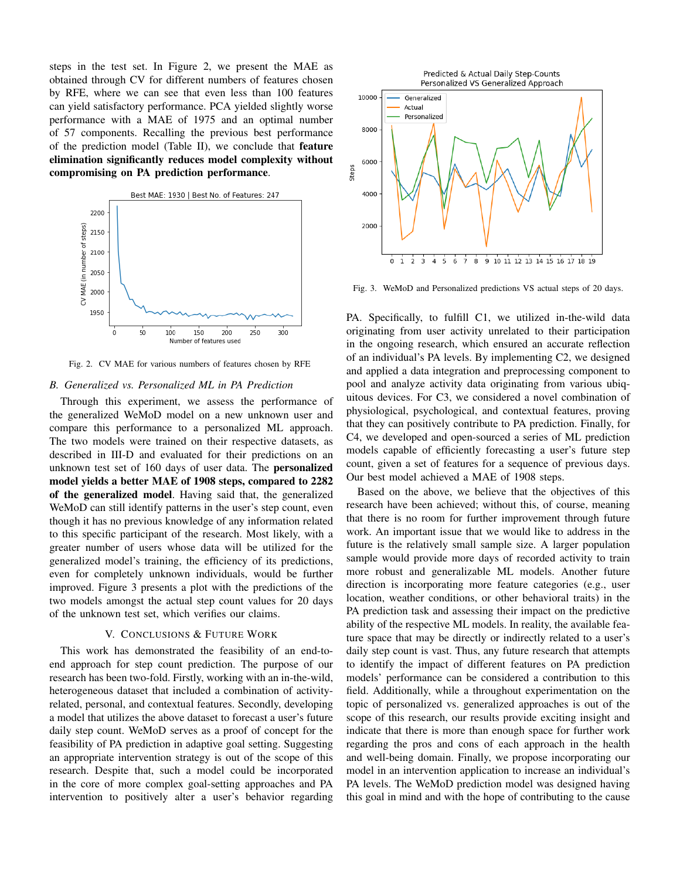steps in the test set. In Figure 2, we present the MAE as obtained through CV for different numbers of features chosen by RFE, where we can see that even less than 100 features can yield satisfactory performance. PCA yielded slightly worse performance with a MAE of 1975 and an optimal number of 57 components. Recalling the previous best performance of the prediction model (Table II), we conclude that **feature elimination significantly reduces model complexity without compromising on PA prediction performance**.

Fig. 2. CV MAE for various numbers of features chosen by RFE

### B. Generalized vs. Personalized ML in PA Prediction

Through this experiment, we assess the performance of the generalized WeMoD model on a new unknown user and compare this performance to a personalized ML approach. The two models were trained on their respective datasets, as described in III-D and evaluated for their predictions on an unknown test set of 160 days of user data. The **personalized model yields a better MAE of 1908 steps, compared to 2282 of the generalized model**. Having said that, the generalized WeMoD can still identify patterns in the user's step count, even though it has no previous knowledge of any information related to this specific participant of the research. Most likely, with a greater number of users whose data will be utilized for the generalized model's training, the efficiency of its predictions, even for completely unknown individuals, would be further improved. Figure 3 presents a plot with the predictions of the two models amongst the actual step count values for 20 days of the unknown test set, which verifies our claims.

Fig. 3. WeMoD and Personalized predictions VS actual steps of 20 days.

## V. Conclusions & Future Work

This work has demonstrated the feasibility of an end-to-end approach for step count prediction. The purpose of our research has been two-fold. Firstly, working with an in-the-wild, heterogeneous dataset that included a combination of activity-related, personal, and contextual features. Secondly, developing a model that utilizes the above dataset to forecast a user's future daily step count. WeMoD serves as a proof of concept for the feasibility of PA prediction in adaptive goal setting. Suggesting an appropriate intervention strategy is out of the scope of this research. Despite that, such a model could be incorporated in the core of more complex goal-setting approaches and PA intervention to positively alter a user's behavior regarding PA. Specifically, to fulfill C1, we utilized in-the-wild data originating from user activity unrelated to their participation in the ongoing research, which ensured an accurate reflection of an individual's PA levels. By implementing C2, we designed and applied a data integration and preprocessing component to pool and analyze activity data originating from various ubiquitous devices. For C3, we considered a novel combination of physiological, psychological, and contextual features, proving that they can positively contribute to PA prediction. Finally, for C4, we developed and open-sourced a series of ML prediction models capable of efficiently forecasting a user's future step count, given a set of features for a sequence of previous days. Our best model achieved a MAE of 1908 steps.

Based on the above, we believe that the objectives of this research have been achieved; without this, of course, meaning that there is no room for further improvement through future work. An important issue that we would like to address in the future is the relatively small sample size. A larger population sample would provide more days of recorded activity to train more robust and generalizable ML models. Another future direction is incorporating more feature categories (e.g., user location, weather conditions, or other behavioral traits) in the PA prediction task and assessing their impact on the predictive ability of the respective ML models. In reality, the available feature space that may be directly or indirectly related to a user's daily step count is vast. Thus, any future research that attempts to identify the impact of different features on PA prediction models' performance can be considered a contribution to this field. Additionally, while a throughout experimentation on the topic of personalized vs. generalized approaches is out of the scope of this research, our results provide exciting insight and indicate that there is more than enough space for further work regarding the pros and cons of each approach in the health and well-being domain. Finally, we propose incorporating our model in an intervention application to increase an individual's PA levels. The WeMoD prediction model was designed having this goal in mind and with the hope of contributing to the cause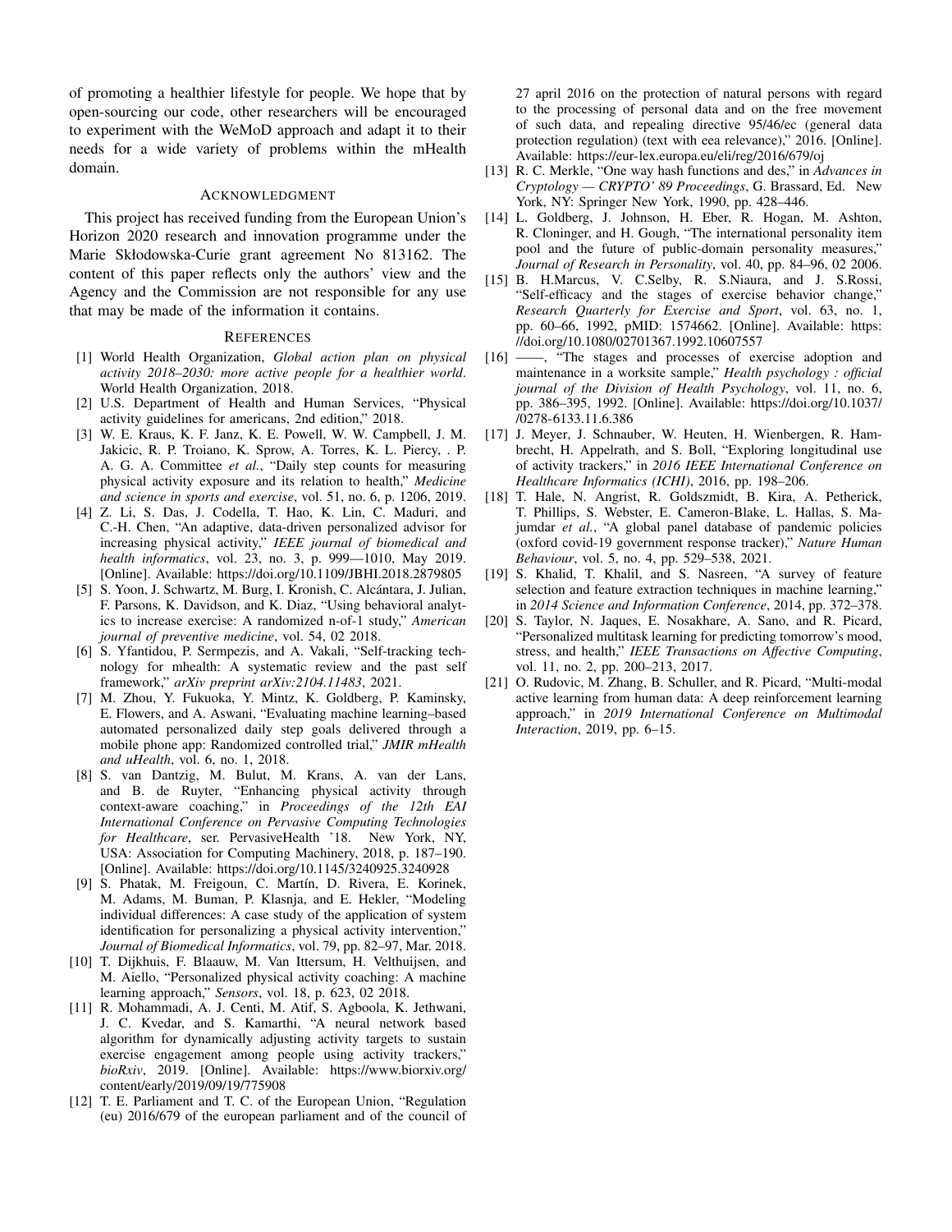of promoting a healthier lifestyle for people. We hope that by open-sourcing our code, other researchers will be encouraged to experiment with the WeMoD approach and adapt it to their needs for a wide variety of problems within the mHealth domain.

## Acknowledgment

This project has received funding from the European Union's Horizon 2020 research and innovation programme under the Marie Skłodowska-Curie grant agreement No 813162. The content of this paper reflects only the authors' view and the Agency and the Commission are not responsible for any use that may be made of the information it contains.

## References

[1] World Health Organization, *Global action plan on physical activity 2018–2030: more active people for a healthier world*. World Health Organization, 2018.

[2] U.S. Department of Health and Human Services, "Physical activity guidelines for americans, 2nd edition," 2018.

[3] W. E. Kraus, K. F. Janz, K. E. Powell, W. W. Campbell, J. M. Jakicic, R. P. Troiano, K. Sprow, A. Torres, K. L. Piercy, . P. A. G. A. Committee *et al.*, "Daily step counts for measuring physical activity exposure and its relation to health," *Medicine and science in sports and exercise*, vol. 51, no. 6, p. 1206, 2019.

[4] Z. Li, S. Das, J. Codella, T. Hao, K. Lin, C. Maduri, and C.-H. Chen, "An adaptive, data-driven personalized advisor for increasing physical activity," *IEEE journal of biomedical and health informatics*, vol. 23, no. 3, pp. 999—1010, May 2019. [Online]. Available: https://doi.org/10.1109/JBHI.2018.2879805

[5] S. Yoon, J. Schwartz, M. Burg, I. Kronish, C. Alcántara, J. Julian, F. Parsons, K. Davidson, and K. Diaz, "Using behavioral analytics to increase exercise: A randomized n-of-1 study," *American journal of preventive medicine*, vol. 54, 02 2018.

[6] S. Yfantidou, P. Sermpezis, and A. Vakali, "Self-tracking technology for mhealth: A systematic review and the past self framework," *arXiv preprint arXiv:2104.11483*, 2021.

[7] M. Zhou, Y. Fukuoka, Y. Mintz, K. Goldberg, P. Kaminsky, E. Flowers, and A. Aswani, "Evaluating machine learning–based automated personalized daily step goals delivered through a mobile phone app: Randomized controlled trial," *JMIR mHealth and uHealth*, vol. 6, no. 1, 2018.

[8] S. van Dantzig, M. Bulut, M. Krans, A. van der Lans, and B. de Ruyter, "Enhancing physical activity through context-aware coaching," in *Proceedings of the 12th EAI International Conference on Pervasive Computing Technologies for Healthcare*, ser. PervasiveHealth '18. New York, NY, USA: Association for Computing Machinery, 2018, p. 187–190. [Online]. Available: https://doi.org/10.1145/3240925.3240928

[9] S. Phatak, M. Freigoun, C. Martín, D. Rivera, E. Korinek, M. Adams, M. Buman, P. Klasnja, and E. Hekler, "Modeling individual differences: A case study of the application of system identification for personalizing a physical activity intervention," *Journal of Biomedical Informatics*, vol. 79, pp. 82–97, Mar. 2018.

[10] T. Dijkhuis, F. Blaauw, M. Van Ittersum, H. Velthuijsen, and M. Aiello, "Personalized physical activity coaching: A machine learning approach," *Sensors*, vol. 18, p. 623, 02 2018.

[11] R. Mohammadi, A. J. Centi, M. Atif, S. Agboola, K. Jethwani, J. C. Kvedar, and S. Kamarthi, "A neural network based algorithm for dynamically adjusting activity targets to sustain exercise engagement among people using activity trackers," *bioRxiv*, 2019. [Online]. Available: https://www.biorxiv.org/content/early/2019/09/19/775908

[12] T. E. Parliament and T. C. of the European Union, "Regulation (eu) 2016/679 of the european parliament and of the council of 27 april 2016 on the protection of natural persons with regard to the processing of personal data and on the free movement of such data, and repealing directive 95/46/ec (general data protection regulation) (text with eea relevance)," 2016. [Online]. Available: https://eur-lex.europa.eu/eli/reg/2016/679/oj

[13] R. C. Merkle, "One way hash functions and des," in *Advances in Cryptology — CRYPTO' 89 Proceedings*, G. Brassard, Ed. New York, NY: Springer New York, 1990, pp. 428–446.

[14] L. Goldberg, J. Johnson, H. Eber, R. Hogan, M. Ashton, R. Cloninger, and H. Gough, "The international personality item pool and the future of public-domain personality measures," *Journal of Research in Personality*, vol. 40, pp. 84–96, 02 2006.

[15] B. H.Marcus, V. C.Selby, R. S.Niaura, and J. S.Rossi, "Self-efficacy and the stages of exercise behavior change," *Research Quarterly for Exercise and Sport*, vol. 63, no. 1, pp. 60–66, 1992, pMID: 1574662. [Online]. Available: https://doi.org/10.1080/02701367.1992.10607557

[16] ——, "The stages and processes of exercise adoption and maintenance in a worksite sample," *Health psychology : official journal of the Division of Health Psychology*, vol. 11, no. 6, pp. 386–395, 1992. [Online]. Available: https://doi.org/10.1037//0278-6133.11.6.386

[17] J. Meyer, J. Schnauber, W. Heuten, H. Wienbergen, R. Hambrecht, H. Appelrath, and S. Boll, "Exploring longitudinal use of activity trackers," in *2016 IEEE International Conference on Healthcare Informatics (ICHI)*, 2016, pp. 198–206.

[18] T. Hale, N. Angrist, R. Goldszmidt, B. Kira, A. Petherick, T. Phillips, S. Webster, E. Cameron-Blake, L. Hallas, S. Majumdar *et al.*, "A global panel database of pandemic policies (oxford covid-19 government response tracker)," *Nature Human Behaviour*, vol. 5, no. 4, pp. 529–538, 2021.

[19] S. Khalid, T. Khalil, and S. Nasreen, "A survey of feature selection and feature extraction techniques in machine learning," in *2014 Science and Information Conference*, 2014, pp. 372–378.

[20] S. Taylor, N. Jaques, E. Nosakhare, A. Sano, and R. Picard, "Personalized multitask learning for predicting tomorrow's mood, stress, and health," *IEEE Transactions on Affective Computing*, vol. 11, no. 2, pp. 200–213, 2017.

[21] O. Rudovic, M. Zhang, B. Schuller, and R. Picard, "Multi-modal active learning from human data: A deep reinforcement learning approach," in *2019 International Conference on Multimodal Interaction*, 2019, pp. 6–15.